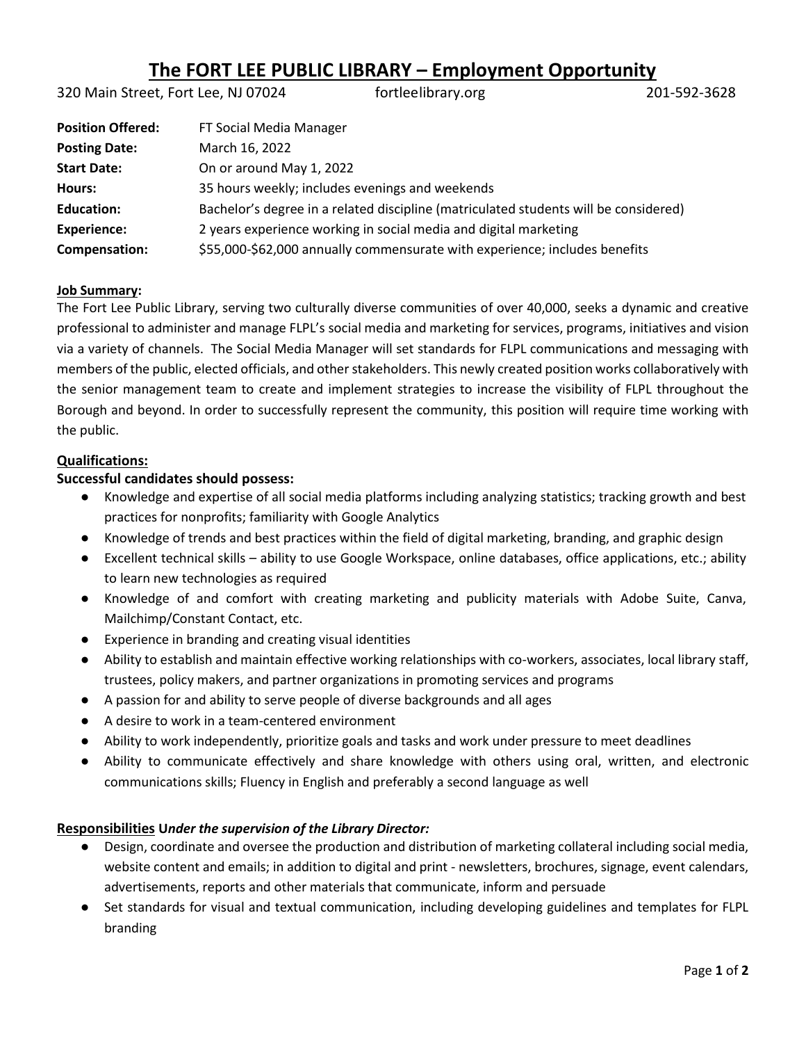# The FORT LEE PUBLIC LIBRARY – Employment Opportunity

320 Main Street, Fort Lee, NJ 07024 fortleelibrary.org 201-592-3628

| | |
|---|---|
| **Position Offered:** | FT Social Media Manager |
| **Posting Date:** | March 16, 2022 |
| **Start Date:** | On or around May 1, 2022 |
| **Hours:** | 35 hours weekly; includes evenings and weekends |
| **Education:** | Bachelor's degree in a related discipline (matriculated students will be considered) |
| **Experience:** | 2 years experience working in social media and digital marketing |
| **Compensation:** | $55,000-$62,000 annually commensurate with experience; includes benefits |

**Job Summary:**

The Fort Lee Public Library, serving two culturally diverse communities of over 40,000, seeks a dynamic and creative professional to administer and manage FLPL's social media and marketing for services, programs, initiatives and vision via a variety of channels. The Social Media Manager will set standards for FLPL communications and messaging with members of the public, elected officials, and other stakeholders. This newly created position works collaboratively with the senior management team to create and implement strategies to increase the visibility of FLPL throughout the Borough and beyond. In order to successfully represent the community, this position will require time working with the public.

**Qualifications:**

**Successful candidates should possess:**

- Knowledge and expertise of all social media platforms including analyzing statistics; tracking growth and best practices for nonprofits; familiarity with Google Analytics
- Knowledge of trends and best practices within the field of digital marketing, branding, and graphic design
- Excellent technical skills – ability to use Google Workspace, online databases, office applications, etc.; ability to learn new technologies as required
- Knowledge of and comfort with creating marketing and publicity materials with Adobe Suite, Canva, Mailchimp/Constant Contact, etc.
- Experience in branding and creating visual identities
- Ability to establish and maintain effective working relationships with co-workers, associates, local library staff, trustees, policy makers, and partner organizations in promoting services and programs
- A passion for and ability to serve people of diverse backgrounds and all ages
- A desire to work in a team-centered environment
- Ability to work independently, prioritize goals and tasks and work under pressure to meet deadlines
- Ability to communicate effectively and share knowledge with others using oral, written, and electronic communications skills; Fluency in English and preferably a second language as well

**Responsibilities U*nder the supervision of the Library Director:***

- Design, coordinate and oversee the production and distribution of marketing collateral including social media, website content and emails; in addition to digital and print - newsletters, brochures, signage, event calendars, advertisements, reports and other materials that communicate, inform and persuade
- Set standards for visual and textual communication, including developing guidelines and templates for FLPL branding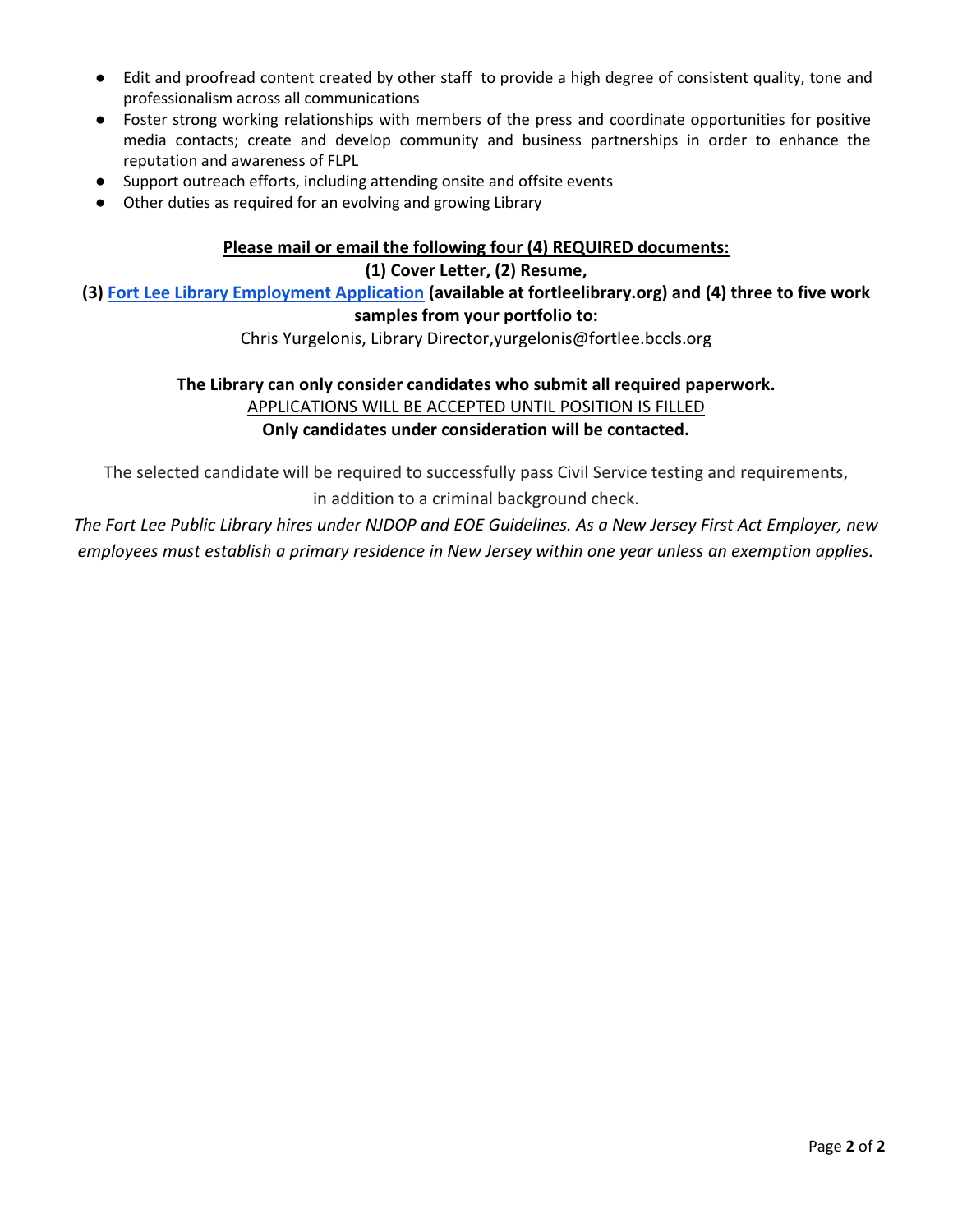- Edit and proofread content created by other staff to provide a high degree of consistent quality, tone and professionalism across all communications
- Foster strong working relationships with members of the press and coordinate opportunities for positive media contacts; create and develop community and business partnerships in order to enhance the reputation and awareness of FLPL
- Support outreach efforts, including attending onsite and offsite events
- Other duties as required for an evolving and growing Library

**Please mail or email the following four (4) REQUIRED documents:**

**(1) Cover Letter, (2) Resume,**

**(3) Fort Lee Library Employment Application (available at fortleelibrary.org) and (4) three to five work samples from your portfolio to:**

Chris Yurgelonis, Library Director,yurgelonis@fortlee.bccls.org

**The Library can only consider candidates who submit all required paperwork.**

APPLICATIONS WILL BE ACCEPTED UNTIL POSITION IS FILLED

**Only candidates under consideration will be contacted.**

The selected candidate will be required to successfully pass Civil Service testing and requirements, in addition to a criminal background check.

*The Fort Lee Public Library hires under NJDOP and EOE Guidelines. As a New Jersey First Act Employer, new employees must establish a primary residence in New Jersey within one year unless an exemption applies.*